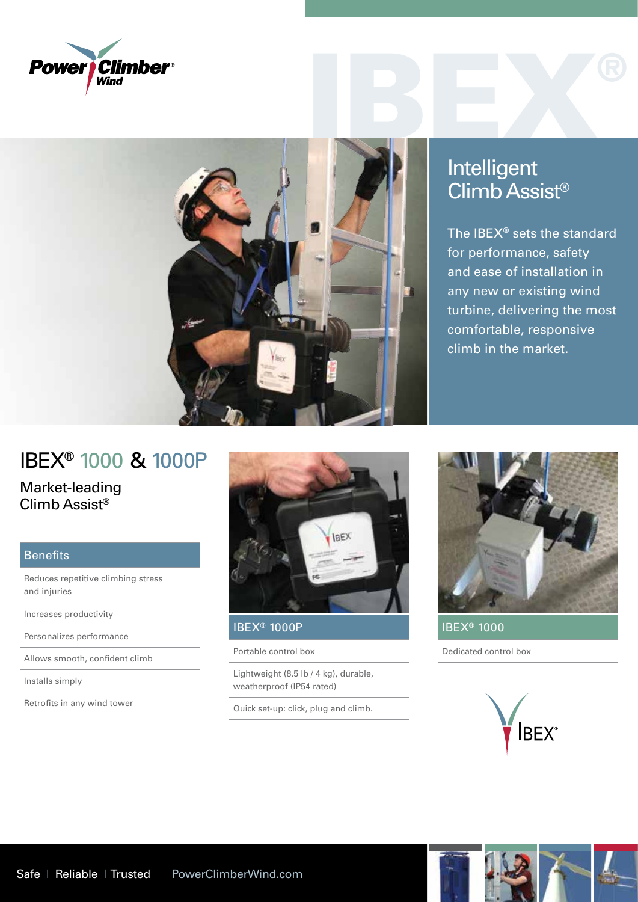Power Climber® Wind

IBEX®

## Intelligent Climb Assist®

The IBEX® sets the standard for performance, safety and ease of installation in any new or existing wind turbine, delivering the most comfortable, responsive climb in the market.

# IBEX® 1000 & 1000P

## Market-leading Climb Assist®

### Benefits

- Reduces repetitive climbing stress and injuries
- Increases productivity
- Personalizes performance
- Allows smooth, confident climb
- Installs simply
- Retrofits in any wind tower

### IBEX® 1000P

- Portable control box
- Lightweight (8.5 lb / 4 kg), durable, weatherproof (IP54 rated)
- Quick set-up: click, plug and climb.

### IBEX® 1000

- Dedicated control box

IBEX®

Safe | Reliable | Trusted PowerClimberWind.com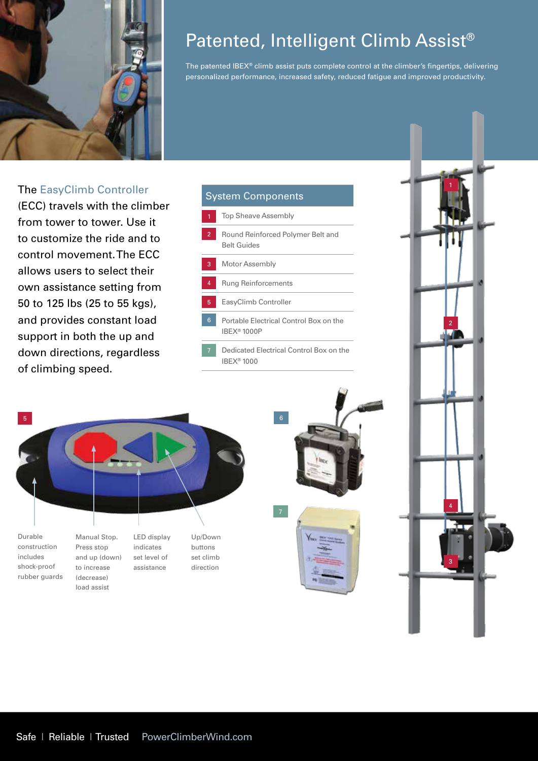# Patented, Intelligent Climb Assist®

The patented IBEX® climb assist puts complete control at the climber's fingertips, delivering personalized performance, increased safety, reduced fatigue and improved productivity.

The EasyClimb Controller (ECC) travels with the climber from tower to tower. Use it to customize the ride and to control movement. The ECC allows users to select their own assistance setting from 50 to 125 lbs (25 to 55 kgs), and provides constant load support in both the up and down directions, regardless of climbing speed.

## System Components

| # | Component |
|---|---|
| 1 | Top Sheave Assembly |
| 2 | Round Reinforced Polymer Belt and Belt Guides |
| 3 | Motor Assembly |
| 4 | Rung Reinforcements |
| 5 | EasyClimb Controller |
| 6 | Portable Electrical Control Box on the IBEX® 1000P |
| 7 | Dedicated Electrical Control Box on the IBEX® 1000 |

5

- Durable construction includes shock-proof rubber guards
- Manual Stop. Press stop and up (down) to increase (decrease) load assist
- LED display indicates set level of assistance
- Up/Down buttons set climb direction

6

7

Safe | Reliable | Trusted PowerClimberWind.com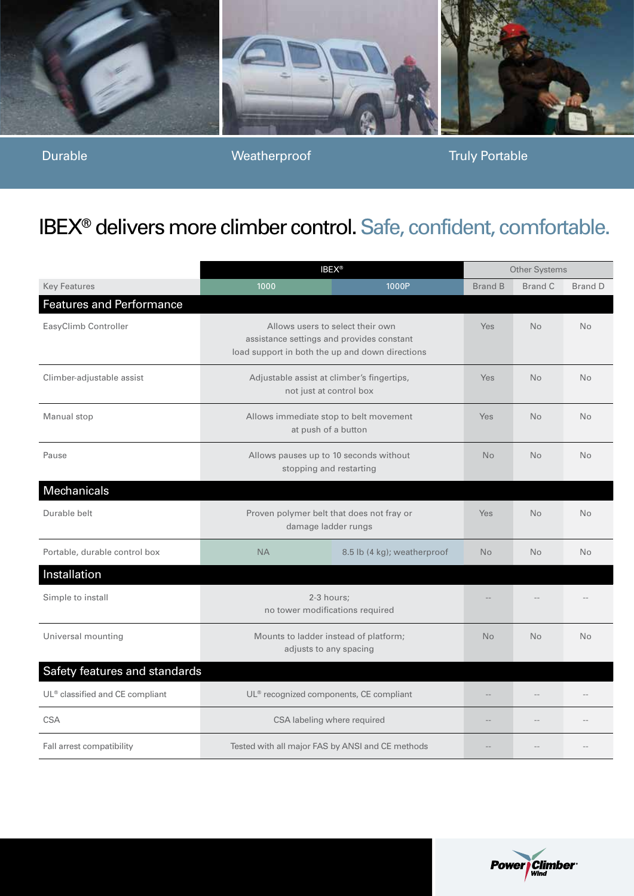Durable | Weatherproof | Truly Portable

# IBEX® delivers more climber control. Safe, confident, comfortable.

| | IBEX® | | Other Systems | | |
|---|---|---|---|---|---|
| **Key Features** | **1000** | **1000P** | **Brand B** | **Brand C** | **Brand D** |
| **Features and Performance** | | | | | |
| EasyClimb Controller | Allows users to select their own assistance settings and provides constant load support in both the up and down directions | | Yes | No | No |
| Climber-adjustable assist | Adjustable assist at climber's fingertips, not just at control box | | Yes | No | No |
| Manual stop | Allows immediate stop to belt movement at push of a button | | Yes | No | No |
| Pause | Allows pauses up to 10 seconds without stopping and restarting | | No | No | No |
| **Mechanicals** | | | | | |
| Durable belt | Proven polymer belt that does not fray or damage ladder rungs | | Yes | No | No |
| Portable, durable control box | NA | 8.5 lb (4 kg); weatherproof | No | No | No |
| **Installation** | | | | | |
| Simple to install | 2-3 hours; no tower modifications required | | -- | -- | -- |
| Universal mounting | Mounts to ladder instead of platform; adjusts to any spacing | | No | No | No |
| **Safety features and standards** | | | | | |
| UL® classified and CE compliant | UL® recognized components, CE compliant | | -- | -- | -- |
| CSA | CSA labeling where required | | -- | -- | -- |
| Fall arrest compatibility | Tested with all major FAS by ANSI and CE methods | | -- | -- | -- |

Power Climber Wind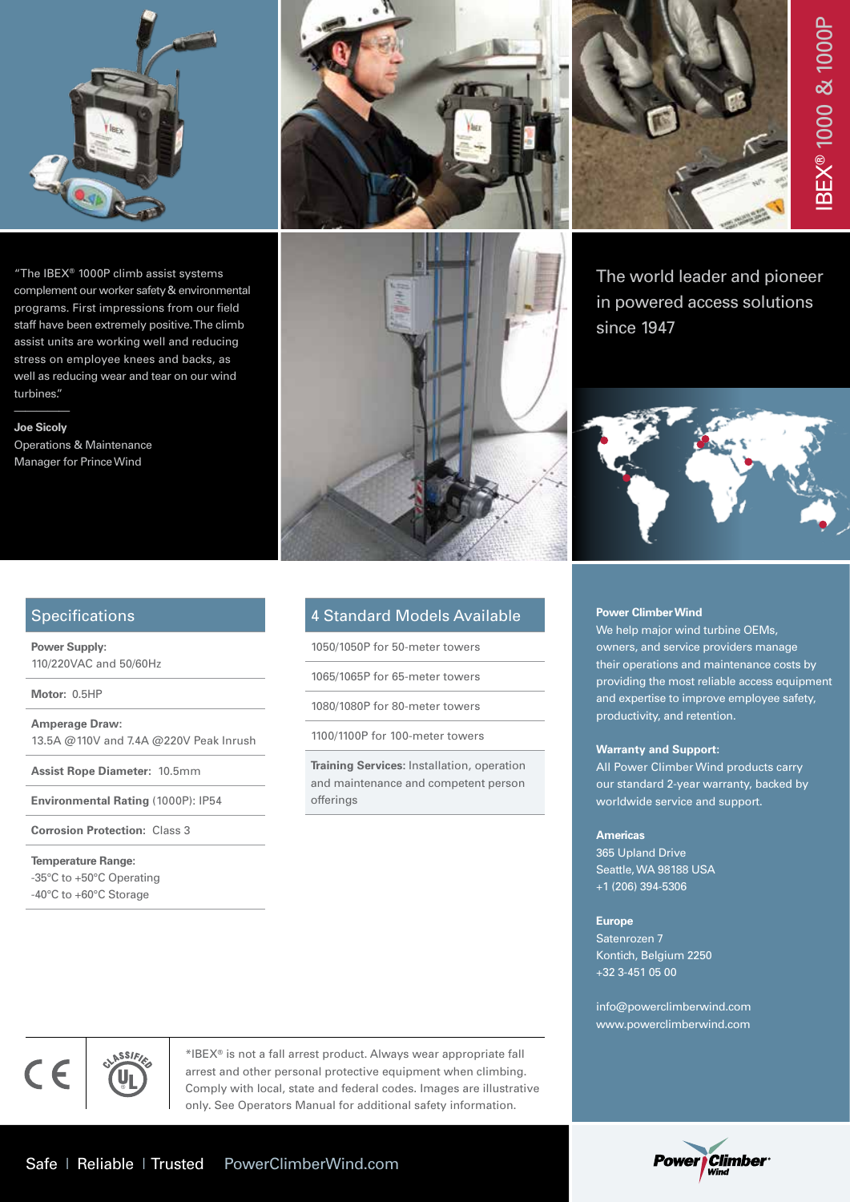IBEX® 1000 & 1000P

"The IBEX® 1000P climb assist systems complement our worker safety & environmental programs. First impressions from our field staff have been extremely positive. The climb assist units are working well and reducing stress on employee knees and backs, as well as reducing wear and tear on our wind turbines."

**Joe Sicoly**
Operations & Maintenance Manager for Prince Wind

The world leader and pioneer in powered access solutions since 1947

## Specifications

**Power Supply:**
110/220VAC and 50/60Hz

**Motor:** 0.5HP

**Amperage Draw:**
13.5A @110V and 7.4A @220V Peak Inrush

**Assist Rope Diameter:** 10.5mm

**Environmental Rating** (1000P): IP54

**Corrosion Protection:** Class 3

**Temperature Range:**
-35°C to +50°C Operating
-40°C to +60°C Storage

## 4 Standard Models Available

1050/1050P for 50-meter towers

1065/1065P for 65-meter towers

1080/1080P for 80-meter towers

1100/1100P for 100-meter towers

**Training Services:** Installation, operation and maintenance and competent person offerings

**Power Climber Wind**
We help major wind turbine OEMs, owners, and service providers manage their operations and maintenance costs by providing the most reliable access equipment and expertise to improve employee safety, productivity, and retention.

**Warranty and Support:**
All Power Climber Wind products carry our standard 2-year warranty, backed by worldwide service and support.

**Americas**
365 Upland Drive
Seattle, WA 98188 USA
+1 (206) 394-5306

**Europe**
Satenrozen 7
Kontich, Belgium 2250
+32 3-451 05 00

info@powerclimberwind.com
www.powerclimberwind.com

*IBEX® is not a fall arrest product. Always wear appropriate fall arrest and other personal protective equipment when climbing. Comply with local, state and federal codes. Images are illustrative only. See Operators Manual for additional safety information.

Safe | Reliable | Trusted PowerClimberWind.com

Power Climber Wind